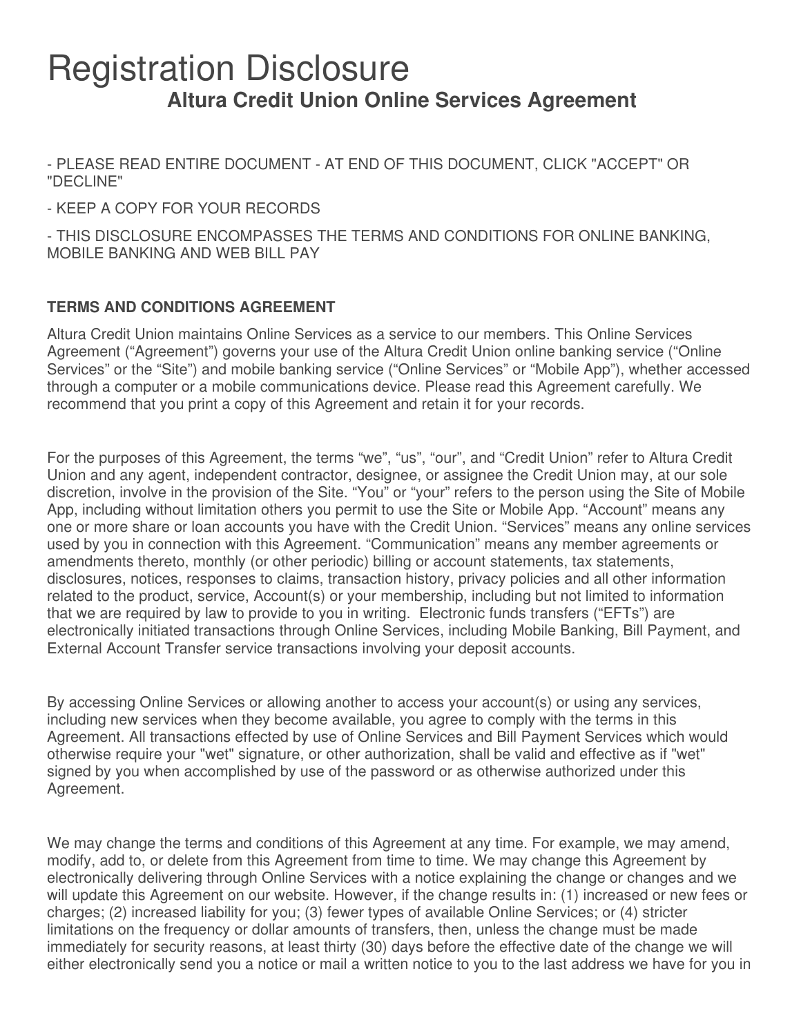# Registration Disclosure

## Altura Credit Union Online Services Agreement

- PLEASE READ ENTIRE DOCUMENT - AT END OF THIS DOCUMENT, CLICK "ACCEPT" OR "DECLINE"

- KEEP A COPY FOR YOUR RECORDS

- THIS DISCLOSURE ENCOMPASSES THE TERMS AND CONDITIONS FOR ONLINE BANKING, MOBILE BANKING AND WEB BILL PAY

**TERMS AND CONDITIONS AGREEMENT**

Altura Credit Union maintains Online Services as a service to our members. This Online Services Agreement ("Agreement") governs your use of the Altura Credit Union online banking service ("Online Services" or the "Site") and mobile banking service ("Online Services" or "Mobile App"), whether accessed through a computer or a mobile communications device. Please read this Agreement carefully. We recommend that you print a copy of this Agreement and retain it for your records.

For the purposes of this Agreement, the terms "we", "us", "our", and "Credit Union" refer to Altura Credit Union and any agent, independent contractor, designee, or assignee the Credit Union may, at our sole discretion, involve in the provision of the Site. "You" or "your" refers to the person using the Site of Mobile App, including without limitation others you permit to use the Site or Mobile App. "Account" means any one or more share or loan accounts you have with the Credit Union. "Services" means any online services used by you in connection with this Agreement. "Communication" means any member agreements or amendments thereto, monthly (or other periodic) billing or account statements, tax statements, disclosures, notices, responses to claims, transaction history, privacy policies and all other information related to the product, service, Account(s) or your membership, including but not limited to information that we are required by law to provide to you in writing. Electronic funds transfers ("EFTs") are electronically initiated transactions through Online Services, including Mobile Banking, Bill Payment, and External Account Transfer service transactions involving your deposit accounts.

By accessing Online Services or allowing another to access your account(s) or using any services, including new services when they become available, you agree to comply with the terms in this Agreement. All transactions effected by use of Online Services and Bill Payment Services which would otherwise require your "wet" signature, or other authorization, shall be valid and effective as if "wet" signed by you when accomplished by use of the password or as otherwise authorized under this Agreement.

We may change the terms and conditions of this Agreement at any time. For example, we may amend, modify, add to, or delete from this Agreement from time to time. We may change this Agreement by electronically delivering through Online Services with a notice explaining the change or changes and we will update this Agreement on our website. However, if the change results in: (1) increased or new fees or charges; (2) increased liability for you; (3) fewer types of available Online Services; or (4) stricter limitations on the frequency or dollar amounts of transfers, then, unless the change must be made immediately for security reasons, at least thirty (30) days before the effective date of the change we will either electronically send you a notice or mail a written notice to you to the last address we have for you in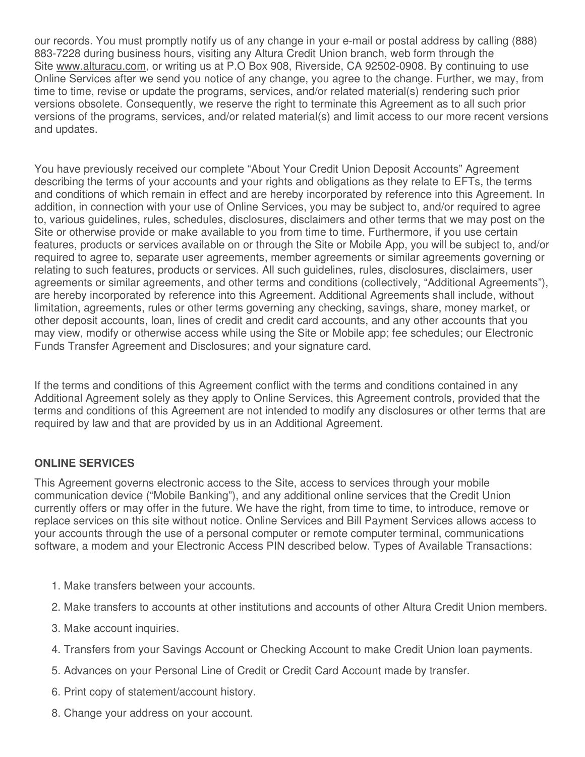our records. You must promptly notify us of any change in your e-mail or postal address by calling (888) 883-7228 during business hours, visiting any Altura Credit Union branch, web form through the Site www.alturacu.com, or writing us at P.O Box 908, Riverside, CA 92502-0908. By continuing to use Online Services after we send you notice of any change, you agree to the change. Further, we may, from time to time, revise or update the programs, services, and/or related material(s) rendering such prior versions obsolete. Consequently, we reserve the right to terminate this Agreement as to all such prior versions of the programs, services, and/or related material(s) and limit access to our more recent versions and updates.

You have previously received our complete "About Your Credit Union Deposit Accounts" Agreement describing the terms of your accounts and your rights and obligations as they relate to EFTs, the terms and conditions of which remain in effect and are hereby incorporated by reference into this Agreement. In addition, in connection with your use of Online Services, you may be subject to, and/or required to agree to, various guidelines, rules, schedules, disclosures, disclaimers and other terms that we may post on the Site or otherwise provide or make available to you from time to time. Furthermore, if you use certain features, products or services available on or through the Site or Mobile App, you will be subject to, and/or required to agree to, separate user agreements, member agreements or similar agreements governing or relating to such features, products or services. All such guidelines, rules, disclosures, disclaimers, user agreements or similar agreements, and other terms and conditions (collectively, "Additional Agreements"), are hereby incorporated by reference into this Agreement. Additional Agreements shall include, without limitation, agreements, rules or other terms governing any checking, savings, share, money market, or other deposit accounts, loan, lines of credit and credit card accounts, and any other accounts that you may view, modify or otherwise access while using the Site or Mobile app; fee schedules; our Electronic Funds Transfer Agreement and Disclosures; and your signature card.

If the terms and conditions of this Agreement conflict with the terms and conditions contained in any Additional Agreement solely as they apply to Online Services, this Agreement controls, provided that the terms and conditions of this Agreement are not intended to modify any disclosures or other terms that are required by law and that are provided by us in an Additional Agreement.

**ONLINE SERVICES**

This Agreement governs electronic access to the Site, access to services through your mobile communication device ("Mobile Banking"), and any additional online services that the Credit Union currently offers or may offer in the future. We have the right, from time to time, to introduce, remove or replace services on this site without notice. Online Services and Bill Payment Services allows access to your accounts through the use of a personal computer or remote computer terminal, communications software, a modem and your Electronic Access PIN described below. Types of Available Transactions:

1. Make transfers between your accounts.
2. Make transfers to accounts at other institutions and accounts of other Altura Credit Union members.
3. Make account inquiries.
4. Transfers from your Savings Account or Checking Account to make Credit Union loan payments.
5. Advances on your Personal Line of Credit or Credit Card Account made by transfer.
6. Print copy of statement/account history.
8. Change your address on your account.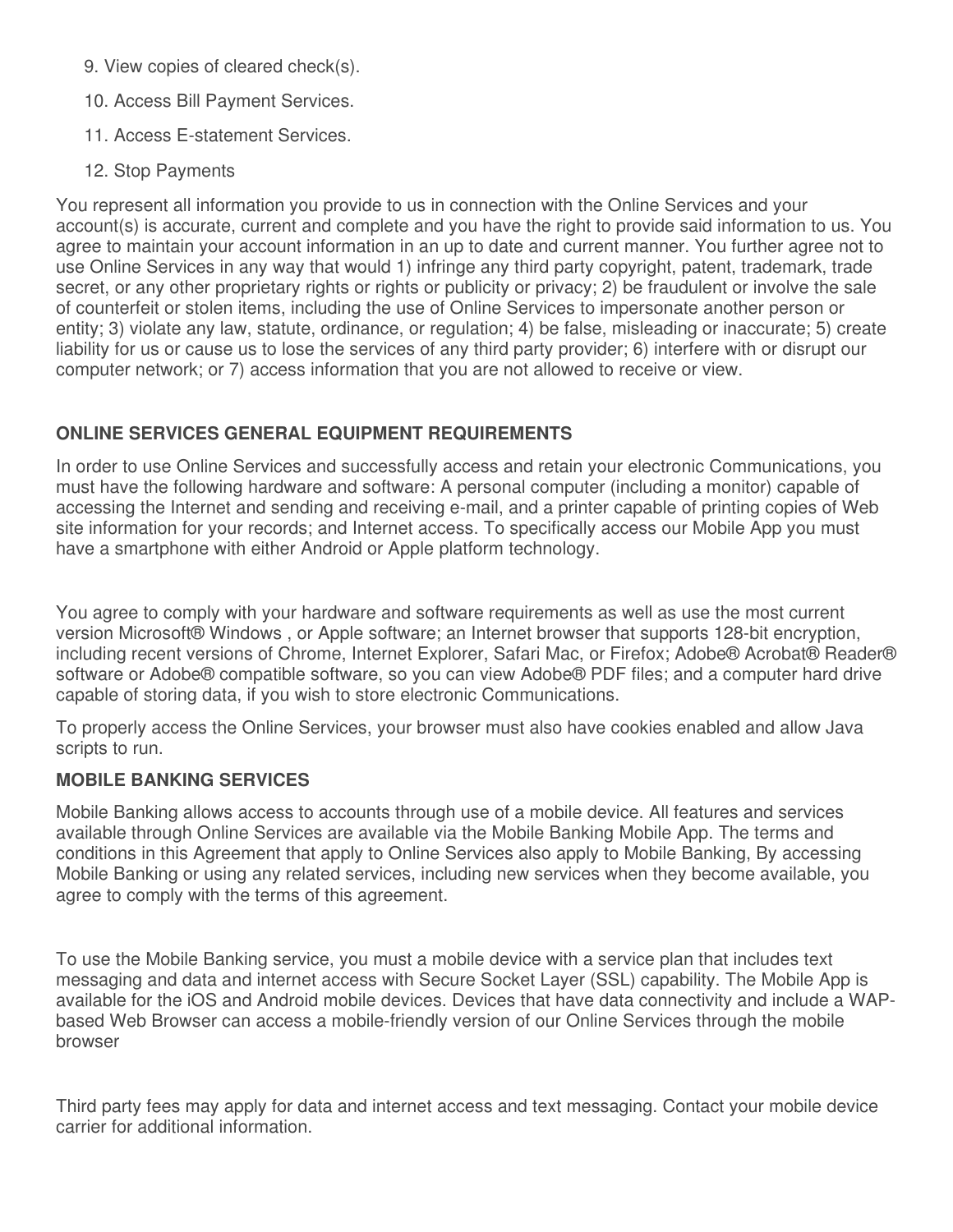9. View copies of cleared check(s).
10. Access Bill Payment Services.
11. Access E-statement Services.
12. Stop Payments

You represent all information you provide to us in connection with the Online Services and your account(s) is accurate, current and complete and you have the right to provide said information to us. You agree to maintain your account information in an up to date and current manner. You further agree not to use Online Services in any way that would 1) infringe any third party copyright, patent, trademark, trade secret, or any other proprietary rights or rights or publicity or privacy; 2) be fraudulent or involve the sale of counterfeit or stolen items, including the use of Online Services to impersonate another person or entity; 3) violate any law, statute, ordinance, or regulation; 4) be false, misleading or inaccurate; 5) create liability for us or cause us to lose the services of any third party provider; 6) interfere with or disrupt our computer network; or 7) access information that you are not allowed to receive or view.

**ONLINE SERVICES GENERAL EQUIPMENT REQUIREMENTS**

In order to use Online Services and successfully access and retain your electronic Communications, you must have the following hardware and software: A personal computer (including a monitor) capable of accessing the Internet and sending and receiving e-mail, and a printer capable of printing copies of Web site information for your records; and Internet access. To specifically access our Mobile App you must have a smartphone with either Android or Apple platform technology.

You agree to comply with your hardware and software requirements as well as use the most current version Microsoft® Windows , or Apple software; an Internet browser that supports 128-bit encryption, including recent versions of Chrome, Internet Explorer, Safari Mac, or Firefox; Adobe® Acrobat® Reader® software or Adobe® compatible software, so you can view Adobe® PDF files; and a computer hard drive capable of storing data, if you wish to store electronic Communications.

To properly access the Online Services, your browser must also have cookies enabled and allow Java scripts to run.

**MOBILE BANKING SERVICES**

Mobile Banking allows access to accounts through use of a mobile device. All features and services available through Online Services are available via the Mobile Banking Mobile App. The terms and conditions in this Agreement that apply to Online Services also apply to Mobile Banking, By accessing Mobile Banking or using any related services, including new services when they become available, you agree to comply with the terms of this agreement.

To use the Mobile Banking service, you must a mobile device with a service plan that includes text messaging and data and internet access with Secure Socket Layer (SSL) capability. The Mobile App is available for the iOS and Android mobile devices. Devices that have data connectivity and include a WAP-based Web Browser can access a mobile-friendly version of our Online Services through the mobile browser

Third party fees may apply for data and internet access and text messaging. Contact your mobile device carrier for additional information.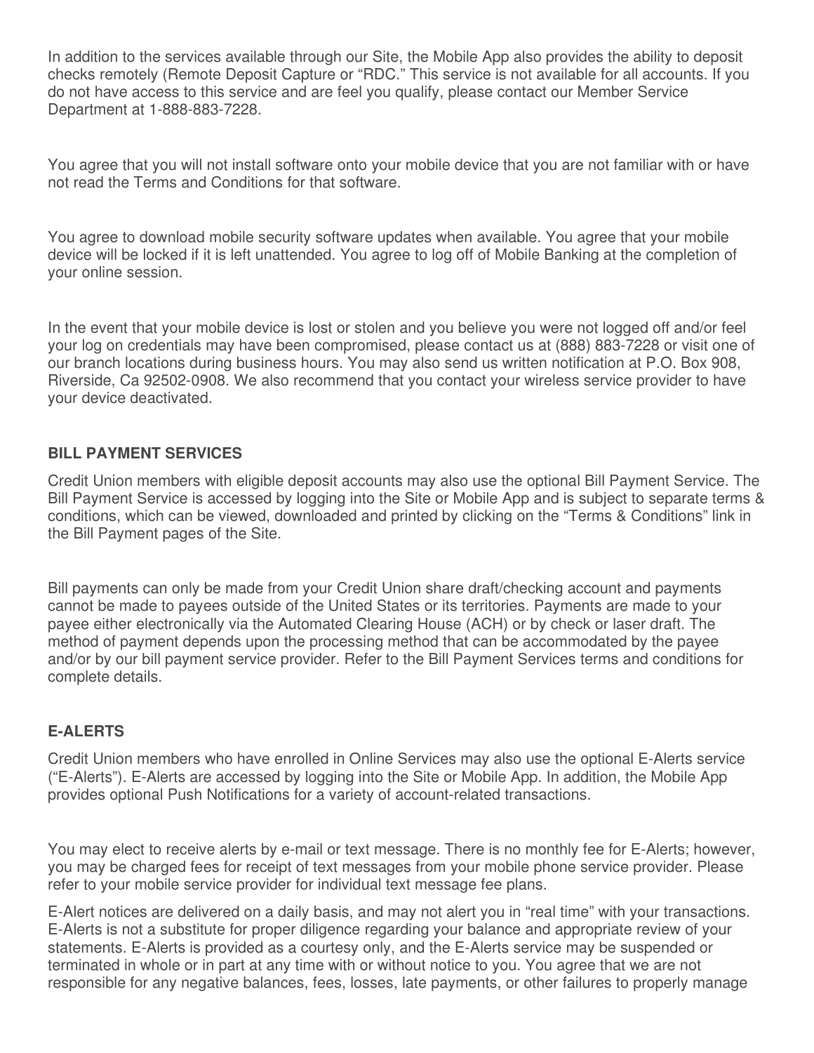In addition to the services available through our Site, the Mobile App also provides the ability to deposit checks remotely (Remote Deposit Capture or "RDC." This service is not available for all accounts. If you do not have access to this service and are feel you qualify, please contact our Member Service Department at 1-888-883-7228.

You agree that you will not install software onto your mobile device that you are not familiar with or have not read the Terms and Conditions for that software.

You agree to download mobile security software updates when available. You agree that your mobile device will be locked if it is left unattended. You agree to log off of Mobile Banking at the completion of your online session.

In the event that your mobile device is lost or stolen and you believe you were not logged off and/or feel your log on credentials may have been compromised, please contact us at (888) 883-7228 or visit one of our branch locations during business hours. You may also send us written notification at P.O. Box 908, Riverside, Ca 92502-0908. We also recommend that you contact your wireless service provider to have your device deactivated.

## BILL PAYMENT SERVICES

Credit Union members with eligible deposit accounts may also use the optional Bill Payment Service. The Bill Payment Service is accessed by logging into the Site or Mobile App and is subject to separate terms & conditions, which can be viewed, downloaded and printed by clicking on the "Terms & Conditions" link in the Bill Payment pages of the Site.

Bill payments can only be made from your Credit Union share draft/checking account and payments cannot be made to payees outside of the United States or its territories. Payments are made to your payee either electronically via the Automated Clearing House (ACH) or by check or laser draft. The method of payment depends upon the processing method that can be accommodated by the payee and/or by our bill payment service provider. Refer to the Bill Payment Services terms and conditions for complete details.

## E-ALERTS

Credit Union members who have enrolled in Online Services may also use the optional E-Alerts service ("E-Alerts"). E-Alerts are accessed by logging into the Site or Mobile App. In addition, the Mobile App provides optional Push Notifications for a variety of account-related transactions.

You may elect to receive alerts by e-mail or text message. There is no monthly fee for E-Alerts; however, you may be charged fees for receipt of text messages from your mobile phone service provider. Please refer to your mobile service provider for individual text message fee plans.

E-Alert notices are delivered on a daily basis, and may not alert you in "real time" with your transactions. E-Alerts is not a substitute for proper diligence regarding your balance and appropriate review of your statements. E-Alerts is provided as a courtesy only, and the E-Alerts service may be suspended or terminated in whole or in part at any time with or without notice to you. You agree that we are not responsible for any negative balances, fees, losses, late payments, or other failures to properly manage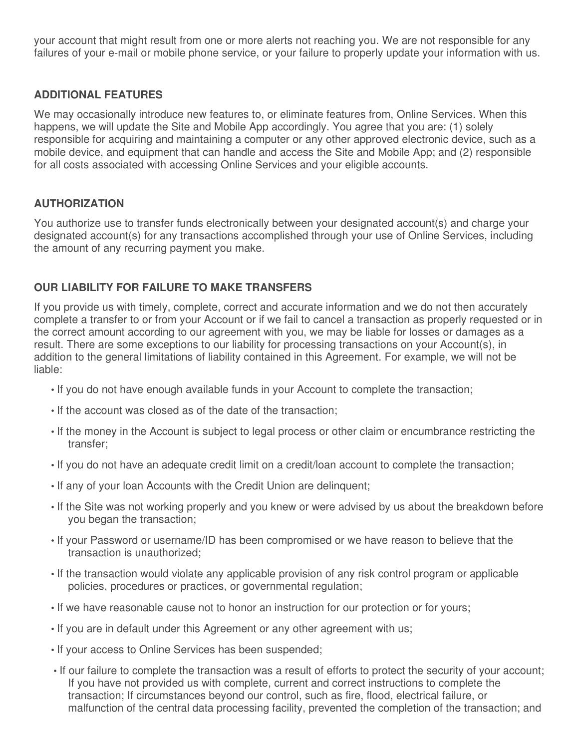your account that might result from one or more alerts not reaching you. We are not responsible for any failures of your e-mail or mobile phone service, or your failure to properly update your information with us.

**ADDITIONAL FEATURES**

We may occasionally introduce new features to, or eliminate features from, Online Services. When this happens, we will update the Site and Mobile App accordingly. You agree that you are: (1) solely responsible for acquiring and maintaining a computer or any other approved electronic device, such as a mobile device, and equipment that can handle and access the Site and Mobile App; and (2) responsible for all costs associated with accessing Online Services and your eligible accounts.

**AUTHORIZATION**

You authorize use to transfer funds electronically between your designated account(s) and charge your designated account(s) for any transactions accomplished through your use of Online Services, including the amount of any recurring payment you make.

**OUR LIABILITY FOR FAILURE TO MAKE TRANSFERS**

If you provide us with timely, complete, correct and accurate information and we do not then accurately complete a transfer to or from your Account or if we fail to cancel a transaction as properly requested or in the correct amount according to our agreement with you, we may be liable for losses or damages as a result. There are some exceptions to our liability for processing transactions on your Account(s), in addition to the general limitations of liability contained in this Agreement. For example, we will not be liable:

- If you do not have enough available funds in your Account to complete the transaction;
- If the account was closed as of the date of the transaction;
- If the money in the Account is subject to legal process or other claim or encumbrance restricting the transfer;
- If you do not have an adequate credit limit on a credit/loan account to complete the transaction;
- If any of your loan Accounts with the Credit Union are delinquent;
- If the Site was not working properly and you knew or were advised by us about the breakdown before you began the transaction;
- If your Password or username/ID has been compromised or we have reason to believe that the transaction is unauthorized;
- If the transaction would violate any applicable provision of any risk control program or applicable policies, procedures or practices, or governmental regulation;
- If we have reasonable cause not to honor an instruction for our protection or for yours;
- If you are in default under this Agreement or any other agreement with us;
- If your access to Online Services has been suspended;
- If our failure to complete the transaction was a result of efforts to protect the security of your account; If you have not provided us with complete, current and correct instructions to complete the transaction; If circumstances beyond our control, such as fire, flood, electrical failure, or malfunction of the central data processing facility, prevented the completion of the transaction; and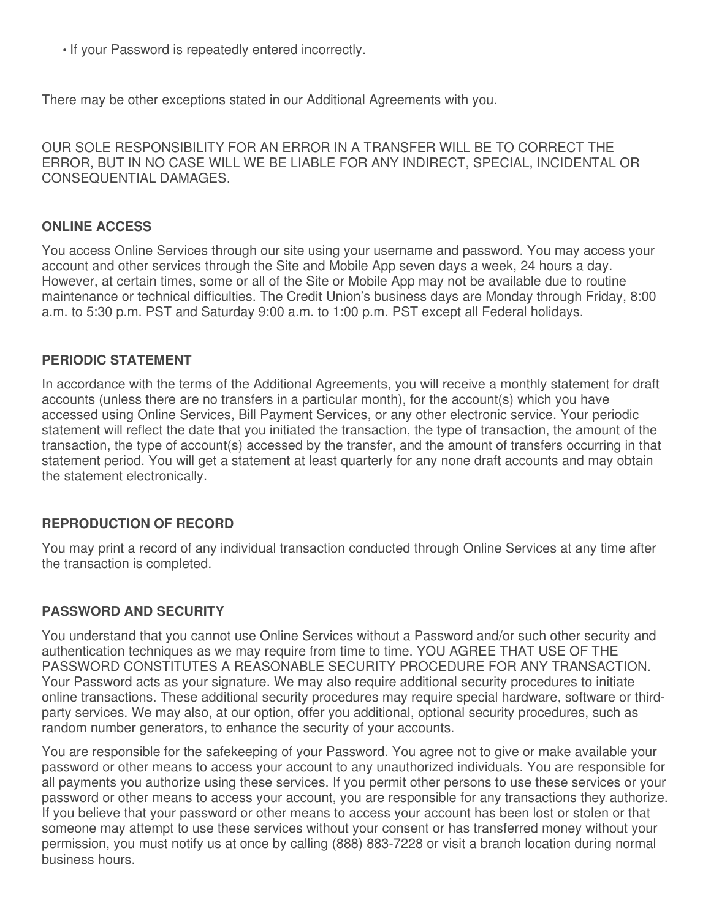- If your Password is repeatedly entered incorrectly.

There may be other exceptions stated in our Additional Agreements with you.

OUR SOLE RESPONSIBILITY FOR AN ERROR IN A TRANSFER WILL BE TO CORRECT THE ERROR, BUT IN NO CASE WILL WE BE LIABLE FOR ANY INDIRECT, SPECIAL, INCIDENTAL OR CONSEQUENTIAL DAMAGES.

**ONLINE ACCESS**

You access Online Services through our site using your username and password. You may access your account and other services through the Site and Mobile App seven days a week, 24 hours a day. However, at certain times, some or all of the Site or Mobile App may not be available due to routine maintenance or technical difficulties. The Credit Union's business days are Monday through Friday, 8:00 a.m. to 5:30 p.m. PST and Saturday 9:00 a.m. to 1:00 p.m. PST except all Federal holidays.

**PERIODIC STATEMENT**

In accordance with the terms of the Additional Agreements, you will receive a monthly statement for draft accounts (unless there are no transfers in a particular month), for the account(s) which you have accessed using Online Services, Bill Payment Services, or any other electronic service. Your periodic statement will reflect the date that you initiated the transaction, the type of transaction, the amount of the transaction, the type of account(s) accessed by the transfer, and the amount of transfers occurring in that statement period. You will get a statement at least quarterly for any none draft accounts and may obtain the statement electronically.

**REPRODUCTION OF RECORD**

You may print a record of any individual transaction conducted through Online Services at any time after the transaction is completed.

**PASSWORD AND SECURITY**

You understand that you cannot use Online Services without a Password and/or such other security and authentication techniques as we may require from time to time. YOU AGREE THAT USE OF THE PASSWORD CONSTITUTES A REASONABLE SECURITY PROCEDURE FOR ANY TRANSACTION. Your Password acts as your signature. We may also require additional security procedures to initiate online transactions. These additional security procedures may require special hardware, software or third-party services. We may also, at our option, offer you additional, optional security procedures, such as random number generators, to enhance the security of your accounts.

You are responsible for the safekeeping of your Password. You agree not to give or make available your password or other means to access your account to any unauthorized individuals. You are responsible for all payments you authorize using these services. If you permit other persons to use these services or your password or other means to access your account, you are responsible for any transactions they authorize. If you believe that your password or other means to access your account has been lost or stolen or that someone may attempt to use these services without your consent or has transferred money without your permission, you must notify us at once by calling (888) 883-7228 or visit a branch location during normal business hours.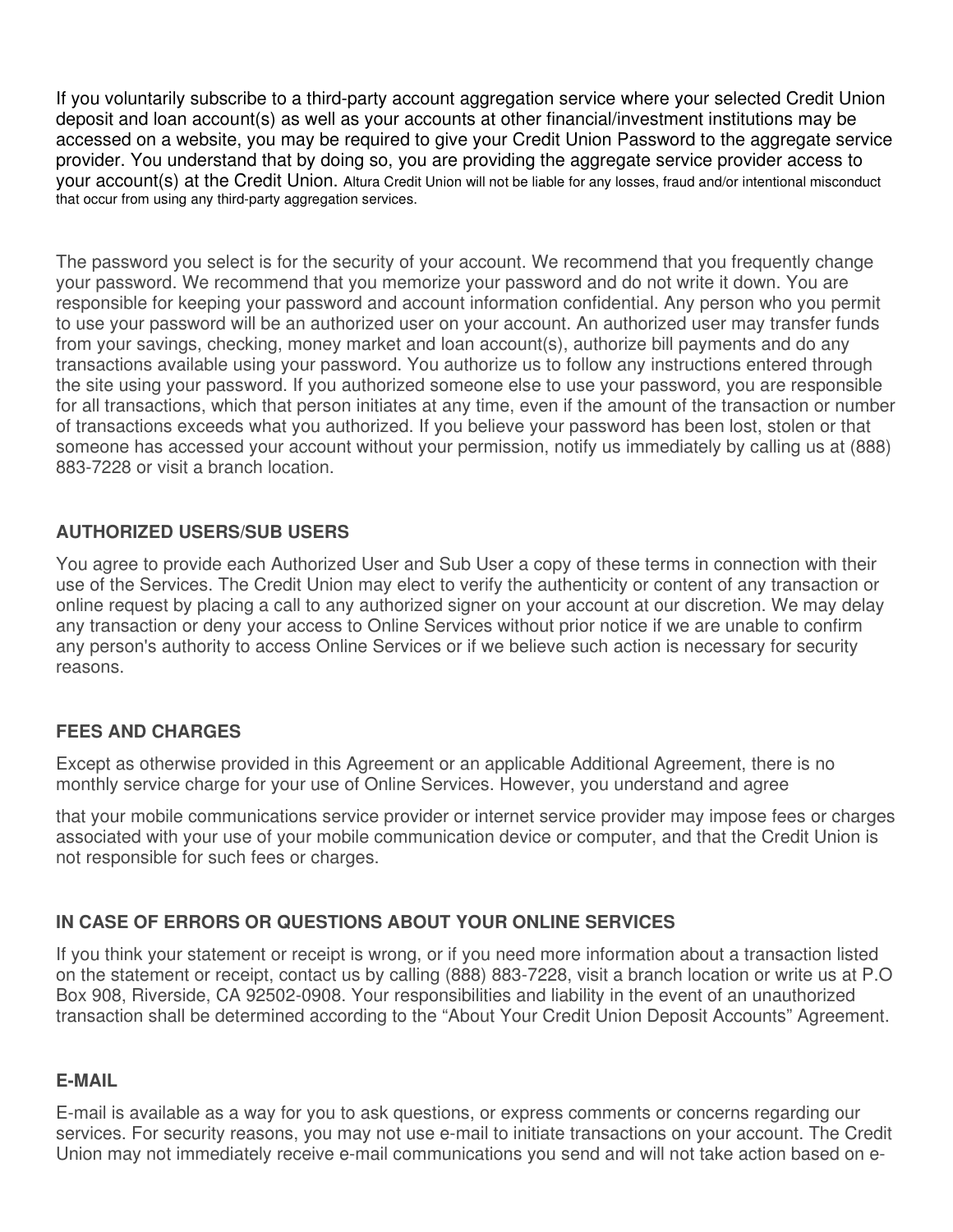If you voluntarily subscribe to a third-party account aggregation service where your selected Credit Union deposit and loan account(s) as well as your accounts at other financial/investment institutions may be accessed on a website, you may be required to give your Credit Union Password to the aggregate service provider. You understand that by doing so, you are providing the aggregate service provider access to your account(s) at the Credit Union. Altura Credit Union will not be liable for any losses, fraud and/or intentional misconduct that occur from using any third-party aggregation services.

The password you select is for the security of your account. We recommend that you frequently change your password. We recommend that you memorize your password and do not write it down. You are responsible for keeping your password and account information confidential. Any person who you permit to use your password will be an authorized user on your account. An authorized user may transfer funds from your savings, checking, money market and loan account(s), authorize bill payments and do any transactions available using your password. You authorize us to follow any instructions entered through the site using your password. If you authorized someone else to use your password, you are responsible for all transactions, which that person initiates at any time, even if the amount of the transaction or number of transactions exceeds what you authorized. If you believe your password has been lost, stolen or that someone has accessed your account without your permission, notify us immediately by calling us at (888) 883-7228 or visit a branch location.

## AUTHORIZED USERS/SUB USERS

You agree to provide each Authorized User and Sub User a copy of these terms in connection with their use of the Services. The Credit Union may elect to verify the authenticity or content of any transaction or online request by placing a call to any authorized signer on your account at our discretion. We may delay any transaction or deny your access to Online Services without prior notice if we are unable to confirm any person's authority to access Online Services or if we believe such action is necessary for security reasons.

## FEES AND CHARGES

Except as otherwise provided in this Agreement or an applicable Additional Agreement, there is no monthly service charge for your use of Online Services. However, you understand and agree

that your mobile communications service provider or internet service provider may impose fees or charges associated with your use of your mobile communication device or computer, and that the Credit Union is not responsible for such fees or charges.

## IN CASE OF ERRORS OR QUESTIONS ABOUT YOUR ONLINE SERVICES

If you think your statement or receipt is wrong, or if you need more information about a transaction listed on the statement or receipt, contact us by calling (888) 883-7228, visit a branch location or write us at P.O Box 908, Riverside, CA 92502-0908. Your responsibilities and liability in the event of an unauthorized transaction shall be determined according to the “About Your Credit Union Deposit Accounts” Agreement.

## E-MAIL

E-mail is available as a way for you to ask questions, or express comments or concerns regarding our services. For security reasons, you may not use e-mail to initiate transactions on your account. The Credit Union may not immediately receive e-mail communications you send and will not take action based on e-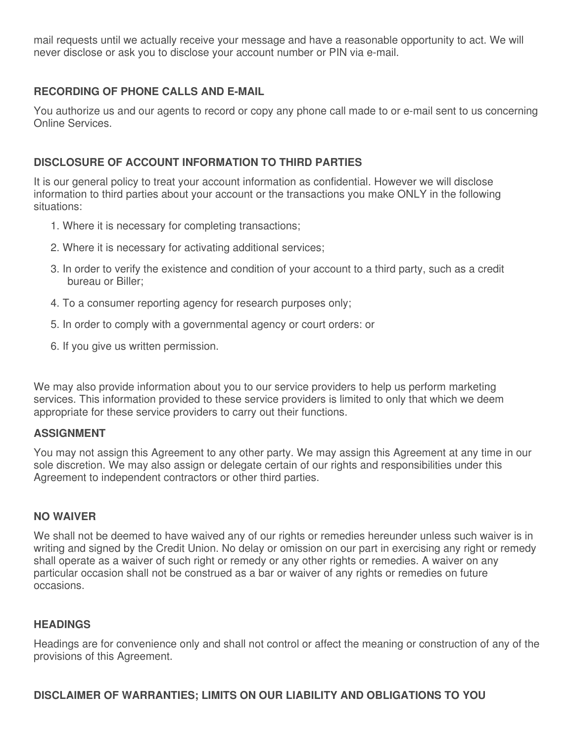mail requests until we actually receive your message and have a reasonable opportunity to act. We will never disclose or ask you to disclose your account number or PIN via e-mail.

## RECORDING OF PHONE CALLS AND E-MAIL

You authorize us and our agents to record or copy any phone call made to or e-mail sent to us concerning Online Services.

## DISCLOSURE OF ACCOUNT INFORMATION TO THIRD PARTIES

It is our general policy to treat your account information as confidential. However we will disclose information to third parties about your account or the transactions you make ONLY in the following situations:

1. Where it is necessary for completing transactions;
2. Where it is necessary for activating additional services;
3. In order to verify the existence and condition of your account to a third party, such as a credit bureau or Biller;
4. To a consumer reporting agency for research purposes only;
5. In order to comply with a governmental agency or court orders: or
6. If you give us written permission.

We may also provide information about you to our service providers to help us perform marketing services. This information provided to these service providers is limited to only that which we deem appropriate for these service providers to carry out their functions.

## ASSIGNMENT

You may not assign this Agreement to any other party. We may assign this Agreement at any time in our sole discretion. We may also assign or delegate certain of our rights and responsibilities under this Agreement to independent contractors or other third parties.

## NO WAIVER

We shall not be deemed to have waived any of our rights or remedies hereunder unless such waiver is in writing and signed by the Credit Union. No delay or omission on our part in exercising any right or remedy shall operate as a waiver of such right or remedy or any other rights or remedies. A waiver on any particular occasion shall not be construed as a bar or waiver of any rights or remedies on future occasions.

## HEADINGS

Headings are for convenience only and shall not control or affect the meaning or construction of any of the provisions of this Agreement.

## DISCLAIMER OF WARRANTIES; LIMITS ON OUR LIABILITY AND OBLIGATIONS TO YOU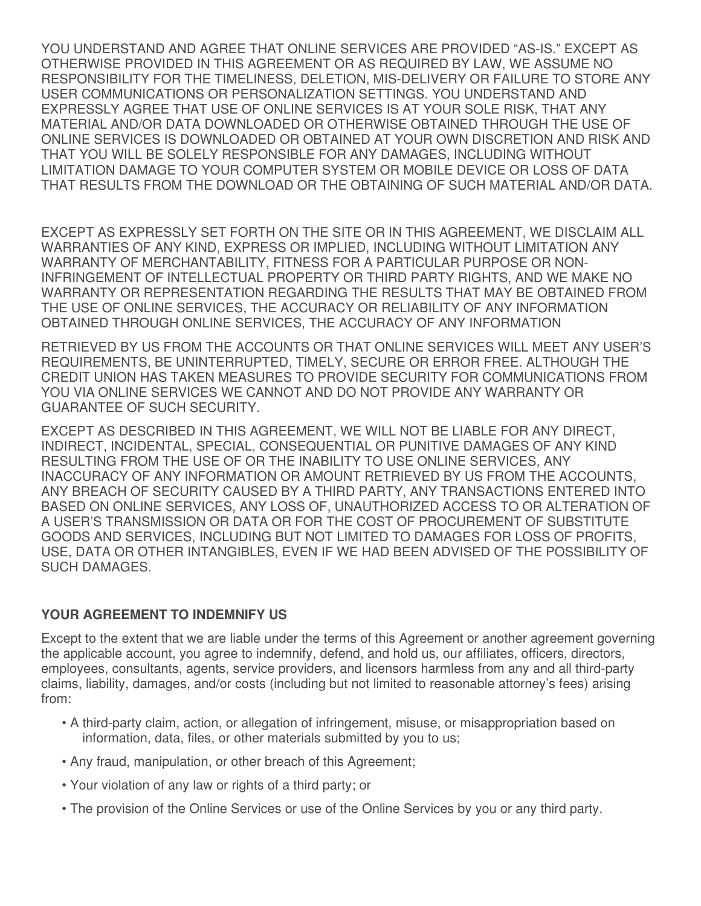YOU UNDERSTAND AND AGREE THAT ONLINE SERVICES ARE PROVIDED "AS-IS." EXCEPT AS OTHERWISE PROVIDED IN THIS AGREEMENT OR AS REQUIRED BY LAW, WE ASSUME NO RESPONSIBILITY FOR THE TIMELINESS, DELETION, MIS-DELIVERY OR FAILURE TO STORE ANY USER COMMUNICATIONS OR PERSONALIZATION SETTINGS. YOU UNDERSTAND AND EXPRESSLY AGREE THAT USE OF ONLINE SERVICES IS AT YOUR SOLE RISK, THAT ANY MATERIAL AND/OR DATA DOWNLOADED OR OTHERWISE OBTAINED THROUGH THE USE OF ONLINE SERVICES IS DOWNLOADED OR OBTAINED AT YOUR OWN DISCRETION AND RISK AND THAT YOU WILL BE SOLELY RESPONSIBLE FOR ANY DAMAGES, INCLUDING WITHOUT LIMITATION DAMAGE TO YOUR COMPUTER SYSTEM OR MOBILE DEVICE OR LOSS OF DATA THAT RESULTS FROM THE DOWNLOAD OR THE OBTAINING OF SUCH MATERIAL AND/OR DATA.

EXCEPT AS EXPRESSLY SET FORTH ON THE SITE OR IN THIS AGREEMENT, WE DISCLAIM ALL WARRANTIES OF ANY KIND, EXPRESS OR IMPLIED, INCLUDING WITHOUT LIMITATION ANY WARRANTY OF MERCHANTABILITY, FITNESS FOR A PARTICULAR PURPOSE OR NON-INFRINGEMENT OF INTELLECTUAL PROPERTY OR THIRD PARTY RIGHTS, AND WE MAKE NO WARRANTY OR REPRESENTATION REGARDING THE RESULTS THAT MAY BE OBTAINED FROM THE USE OF ONLINE SERVICES, THE ACCURACY OR RELIABILITY OF ANY INFORMATION OBTAINED THROUGH ONLINE SERVICES, THE ACCURACY OF ANY INFORMATION

RETRIEVED BY US FROM THE ACCOUNTS OR THAT ONLINE SERVICES WILL MEET ANY USER'S REQUIREMENTS, BE UNINTERRUPTED, TIMELY, SECURE OR ERROR FREE. ALTHOUGH THE CREDIT UNION HAS TAKEN MEASURES TO PROVIDE SECURITY FOR COMMUNICATIONS FROM YOU VIA ONLINE SERVICES WE CANNOT AND DO NOT PROVIDE ANY WARRANTY OR GUARANTEE OF SUCH SECURITY.

EXCEPT AS DESCRIBED IN THIS AGREEMENT, WE WILL NOT BE LIABLE FOR ANY DIRECT, INDIRECT, INCIDENTAL, SPECIAL, CONSEQUENTIAL OR PUNITIVE DAMAGES OF ANY KIND RESULTING FROM THE USE OF OR THE INABILITY TO USE ONLINE SERVICES, ANY INACCURACY OF ANY INFORMATION OR AMOUNT RETRIEVED BY US FROM THE ACCOUNTS, ANY BREACH OF SECURITY CAUSED BY A THIRD PARTY, ANY TRANSACTIONS ENTERED INTO BASED ON ONLINE SERVICES, ANY LOSS OF, UNAUTHORIZED ACCESS TO OR ALTERATION OF A USER'S TRANSMISSION OR DATA OR FOR THE COST OF PROCUREMENT OF SUBSTITUTE GOODS AND SERVICES, INCLUDING BUT NOT LIMITED TO DAMAGES FOR LOSS OF PROFITS, USE, DATA OR OTHER INTANGIBLES, EVEN IF WE HAD BEEN ADVISED OF THE POSSIBILITY OF SUCH DAMAGES.

**YOUR AGREEMENT TO INDEMNIFY US**

Except to the extent that we are liable under the terms of this Agreement or another agreement governing the applicable account, you agree to indemnify, defend, and hold us, our affiliates, officers, directors, employees, consultants, agents, service providers, and licensors harmless from any and all third-party claims, liability, damages, and/or costs (including but not limited to reasonable attorney's fees) arising from:

- A third-party claim, action, or allegation of infringement, misuse, or misappropriation based on information, data, files, or other materials submitted by you to us;
- Any fraud, manipulation, or other breach of this Agreement;
- Your violation of any law or rights of a third party; or
- The provision of the Online Services or use of the Online Services by you or any third party.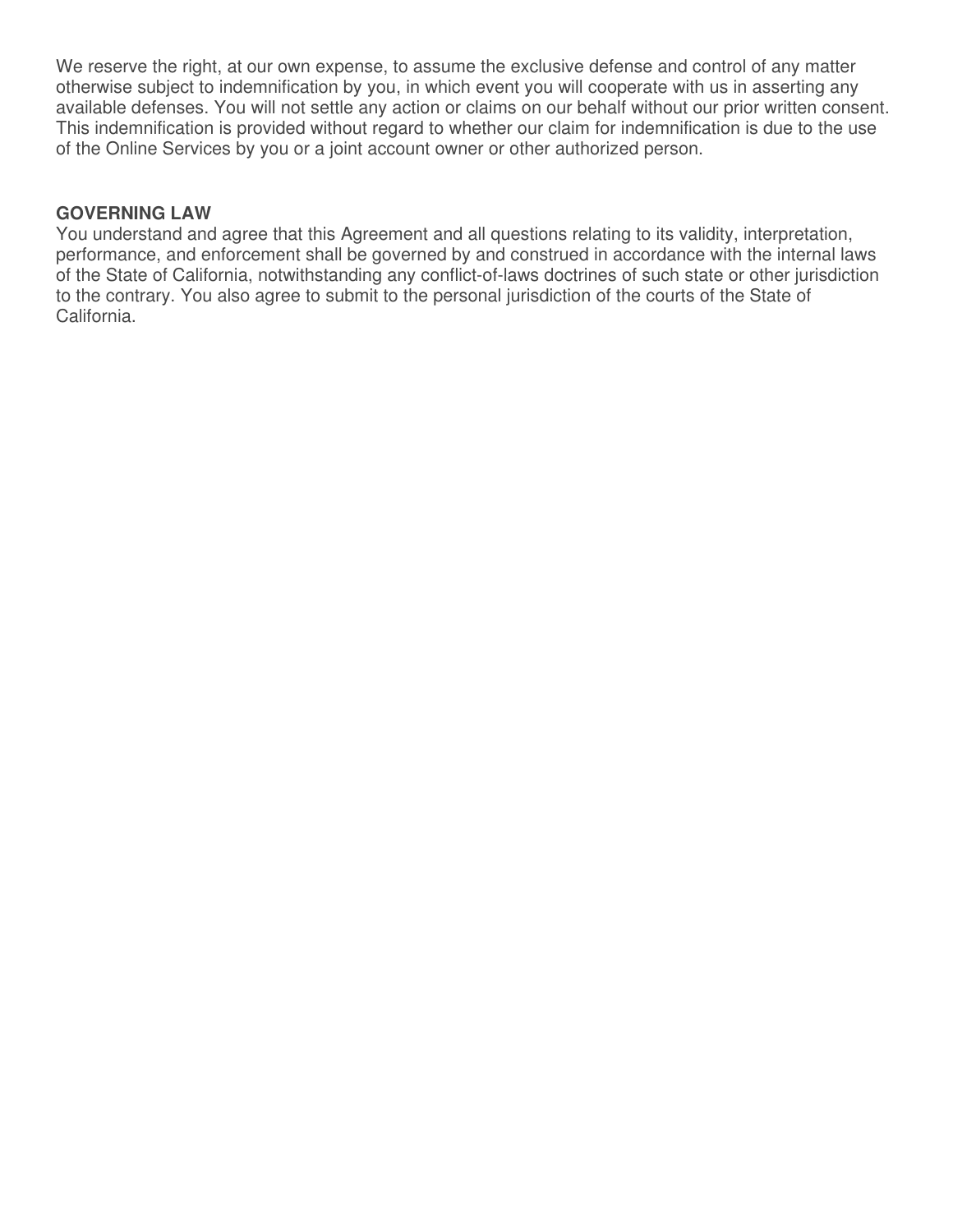We reserve the right, at our own expense, to assume the exclusive defense and control of any matter otherwise subject to indemnification by you, in which event you will cooperate with us in asserting any available defenses. You will not settle any action or claims on our behalf without our prior written consent. This indemnification is provided without regard to whether our claim for indemnification is due to the use of the Online Services by you or a joint account owner or other authorized person.

**GOVERNING LAW**

You understand and agree that this Agreement and all questions relating to its validity, interpretation, performance, and enforcement shall be governed by and construed in accordance with the internal laws of the State of California, notwithstanding any conflict-of-laws doctrines of such state or other jurisdiction to the contrary. You also agree to submit to the personal jurisdiction of the courts of the State of California.